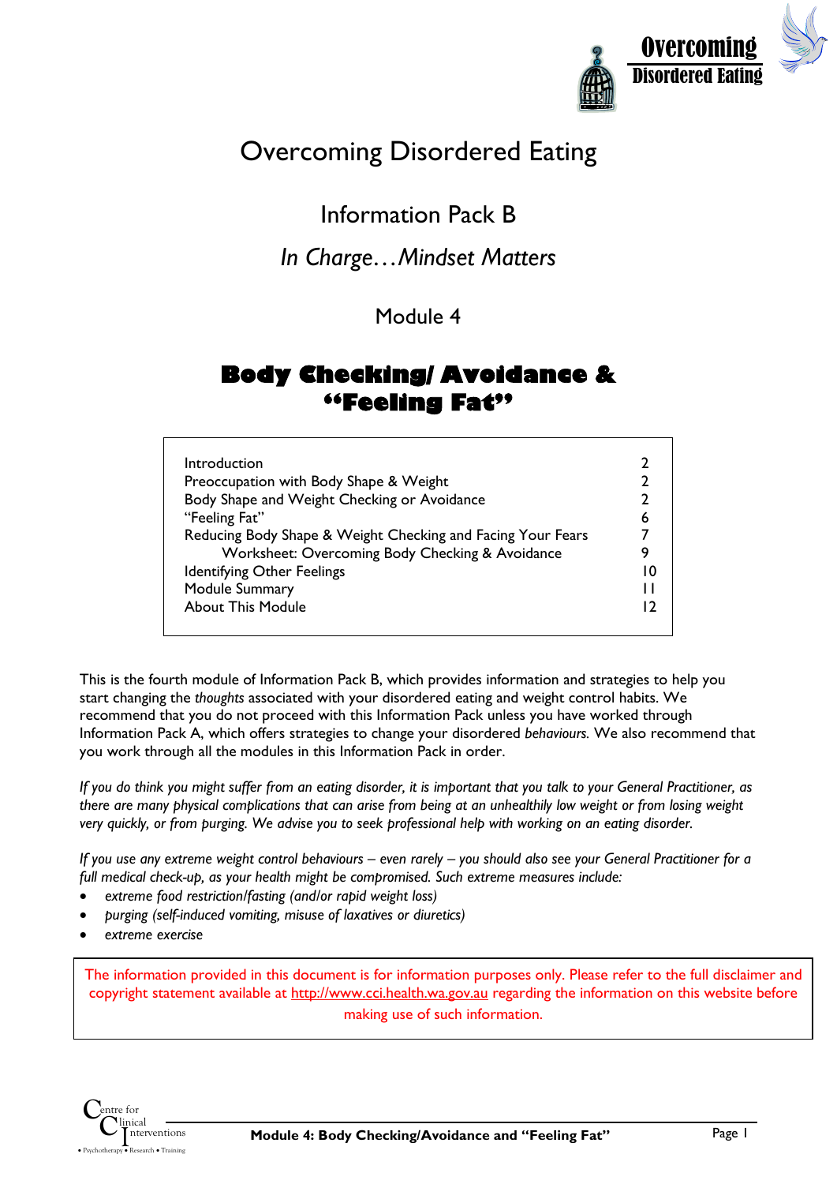# Overcoming Disordered Eating

## Information Pack B

## *In Charge…Mindset Matters*

### Module 4

# Body Checking/ Avoidance & "Feeling Fat"

| | |
|---|---|
| Introduction | 2 |
| Preoccupation with Body Shape & Weight | 2 |
| Body Shape and Weight Checking or Avoidance | 2 |
| "Feeling Fat" | 6 |
| Reducing Body Shape & Weight Checking and Facing Your Fears | 7 |
| Worksheet: Overcoming Body Checking & Avoidance | 9 |
| Identifying Other Feelings | 10 |
| Module Summary | 11 |
| About This Module | 12 |

This is the fourth module of Information Pack B, which provides information and strategies to help you start changing the *thoughts* associated with your disordered eating and weight control habits. We recommend that you do not proceed with this Information Pack unless you have worked through Information Pack A, which offers strategies to change your disordered eating *behaviours.* We also recommend that you work through all the modules in this Information Pack in order.

*If you do think you might suffer from an eating disorder, it is important that you talk to your General Practitioner, as there are many physical complications that can arise from being at an unhealthily low weight or from losing weight very quickly, or from purging. We advise you to seek professional help with working on an eating disorder.*

*If you use any extreme weight control behaviours – even rarely – you should also see your General Practitioner for a full medical check-up, as your health might be compromised. Such extreme measures include:*

- *extreme food restriction/fasting (and/or rapid weight loss)*
- *purging (self-induced vomiting, misuse of laxatives or diuretics)*
- *extreme exercise*

The information provided in this document is for information purposes only. Please refer to the full disclaimer and copyright statement available at http://www.cci.health.wa.gov.au regarding the information on this website before making use of such information.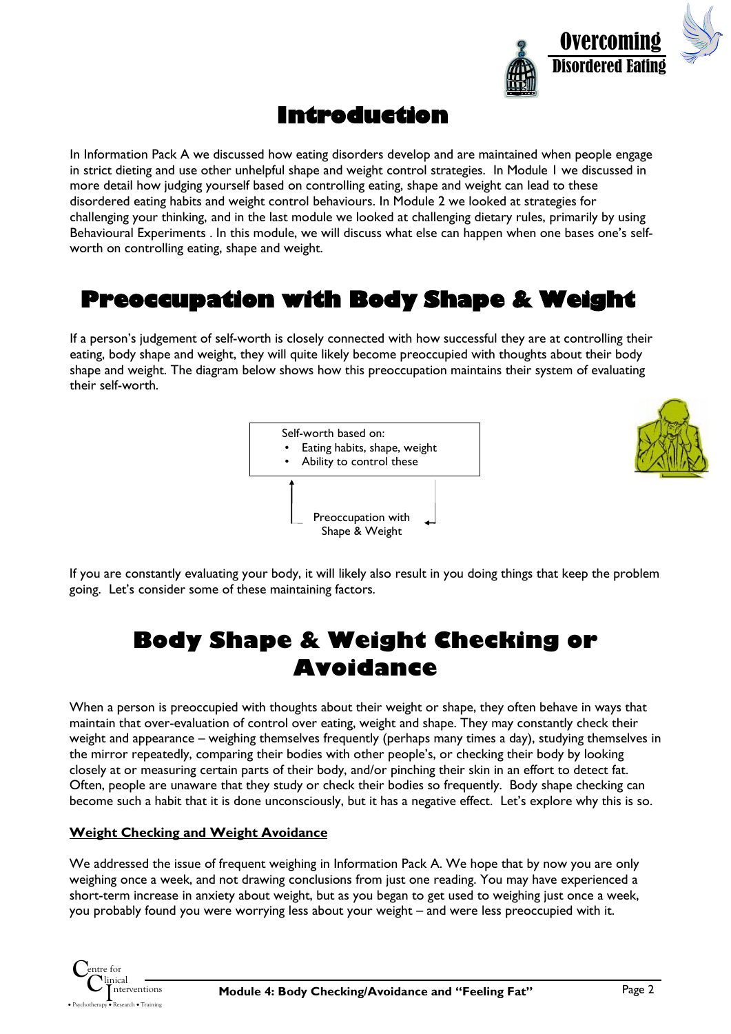# Introduction

In Information Pack A we discussed how eating disorders develop and are maintained when people engage in strict dieting and use other unhelpful shape and weight control strategies. In Module 1 we discussed in more detail how judging yourself based on controlling eating, shape and weight can lead to these disordered eating habits and weight control behaviours. In Module 2 we looked at strategies for challenging your thinking, and in the last module we looked at challenging dietary rules, primarily by using Behavioural Experiments . In this module, we will discuss what else can happen when one bases one's self-worth on controlling eating, shape and weight.

# Preoccupation with Body Shape & Weight

If a person's judgement of self-worth is closely connected with how successful they are at controlling their eating, body shape and weight, they will quite likely become preoccupied with thoughts about their body shape and weight. The diagram below shows how this preoccupation maintains their system of evaluating their self-worth.

Self-worth based on:
- Eating habits, shape, weight
- Ability to control these

Preoccupation with Shape & Weight

If you are constantly evaluating your body, it will likely also result in you doing things that keep the problem going. Let's consider some of these maintaining factors.

# Body Shape & Weight Checking or Avoidance

When a person is preoccupied with thoughts about their weight or shape, they often behave in ways that maintain that over-evaluation of control over eating, weight and shape. They may constantly check their weight and appearance – weighing themselves frequently (perhaps many times a day), studying themselves in the mirror repeatedly, comparing their bodies with other people's, or checking their body by looking closely at or measuring certain parts of their body, and/or pinching their skin in an effort to detect fat. Often, people are unaware that they study or check their bodies so frequently. Body shape checking can become such a habit that it is done unconsciously, but it has a negative effect. Let's explore why this is so.

## Weight Checking and Weight Avoidance

We addressed the issue of frequent weighing in Information Pack A. We hope that by now you are only weighing once a week, and not drawing conclusions from just one reading. You may have experienced a short-term increase in anxiety about weight, but as you began to get used to weighing just once a week, you probably found you were worrying less about your weight – and were less preoccupied with it.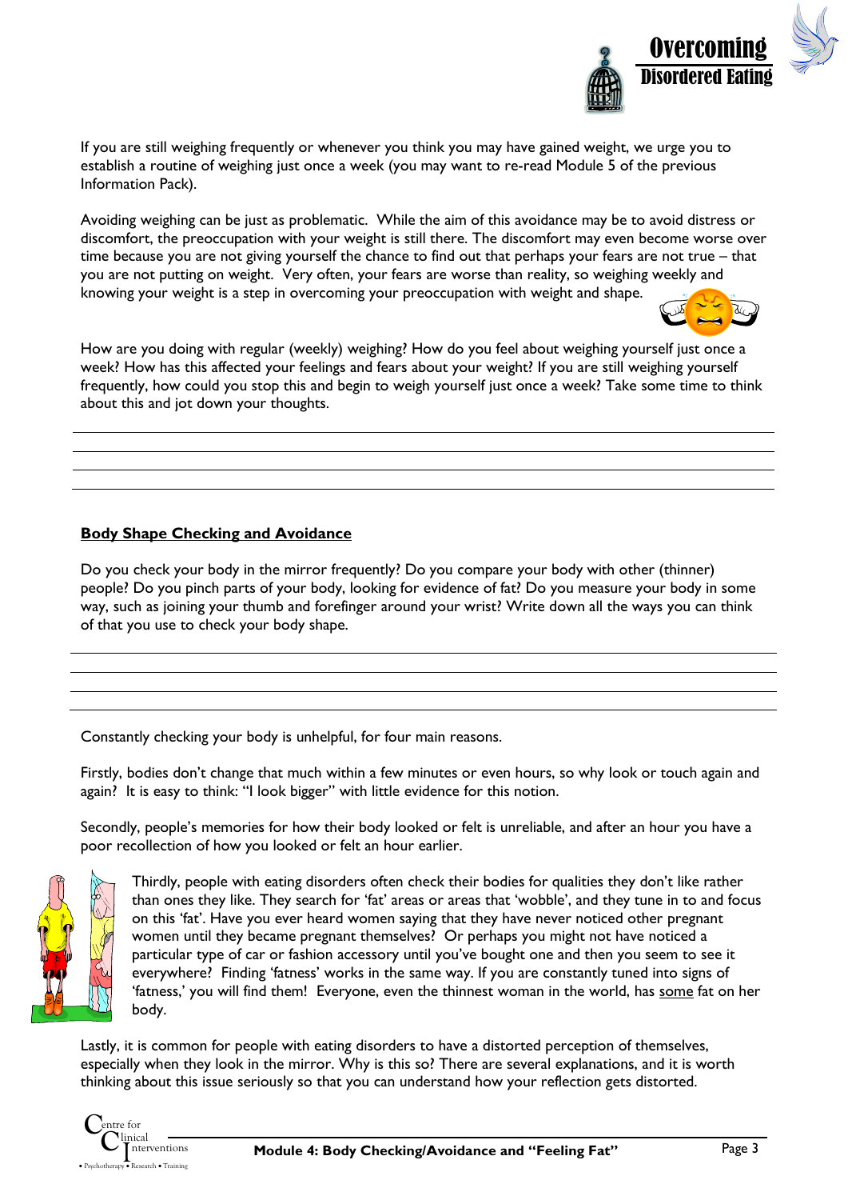If you are still weighing frequently or whenever you think you may have gained weight, we urge you to establish a routine of weighing just once a week (you may want to re-read Module 5 of the previous Information Pack).

Avoiding weighing can be just as problematic. While the aim of this avoidance may be to avoid distress or discomfort, the preoccupation with your weight is still there. The discomfort may even become worse over time because you are not giving yourself the chance to find out that perhaps your fears are not true – that you are not putting on weight. Very often, your fears are worse than reality, so weighing weekly and knowing your weight is a step in overcoming your preoccupation with weight and shape.

How are you doing with regular (weekly) weighing? How do you feel about weighing yourself just once a week? How has this affected your feelings and fears about your weight? If you are still weighing yourself frequently, how could you stop this and begin to weigh yourself just once a week? Take some time to think about this and jot down your thoughts.

______________________________________________________________________________

______________________________________________________________________________

______________________________________________________________________________

______________________________________________________________________________

## Body Shape Checking and Avoidance

Do you check your body in the mirror frequently? Do you compare your body with other (thinner) people? Do you pinch parts of your body, looking for evidence of fat? Do you measure your body in some way, such as joining your thumb and forefinger around your wrist? Write down all the ways you can think of that you use to check your body shape.

______________________________________________________________________________

______________________________________________________________________________

______________________________________________________________________________

______________________________________________________________________________

Constantly checking your body is unhelpful, for four main reasons.

Firstly, bodies don't change that much within a few minutes or even hours, so why look or touch again and again? It is easy to think: "I look bigger" with little evidence for this notion.

Secondly, people's memories for how their body looked or felt is unreliable, and after an hour you have a poor recollection of how you looked or felt an hour earlier.

Thirdly, people with eating disorders often check their bodies for qualities they don't like rather than ones they like. They search for 'fat' areas or areas that 'wobble', and they tune in to and focus on this 'fat'. Have you ever heard women saying that they have never noticed other pregnant women until they became pregnant themselves? Or perhaps you might not have noticed a particular type of car or fashion accessory until you've bought one and then you seem to see it everywhere? Finding 'fatness' works in the same way. If you are constantly tuned into signs of 'fatness,' you will find them! Everyone, even the thinnest woman in the world, has <u>some</u> fat on her body.

Lastly, it is common for people with eating disorders to have a distorted perception of themselves, especially when they look in the mirror. Why is this so? There are several explanations, and it is worth thinking about this issue seriously so that you can understand how your reflection gets distorted.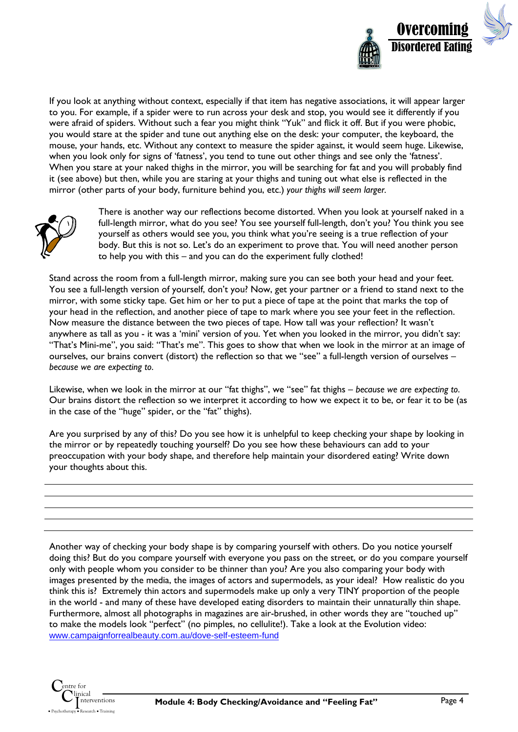If you look at anything without context, especially if that item has negative associations, it will appear larger to you. For example, if a spider were to run across your desk and stop, you would see it differently if you were afraid of spiders. Without such a fear you might think "Yuk" and flick it off. But if you were phobic, you would stare at the spider and tune out anything else on the desk: your computer, the keyboard, the mouse, your hands, etc. Without any context to measure the spider against, it would seem huge. Likewise, when you look only for signs of 'fatness', you tend to tune out other things and see only the 'fatness'. When you stare at your naked thighs in the mirror, you will be searching for fat and you will probably find it (see above) but then, while you are staring at your thighs and tuning out what else is reflected in the mirror (other parts of your body, furniture behind you, etc.) *your thighs will seem larger.*

There is another way our reflections become distorted. When you look at yourself naked in a full-length mirror, what do you see? You see yourself full-length, don't you? You think you see yourself as others would see you, you think what you're seeing is a true reflection of your body. But this is not so. Let's do an experiment to prove that. You will need another person to help you with this – and you can do the experiment fully clothed!

Stand across the room from a full-length mirror, making sure you can see both your head and your feet. You see a full-length version of yourself, don't you? Now, get your partner or a friend to stand next to the mirror, with some sticky tape. Get him or her to put a piece of tape at the point that marks the top of your head in the reflection, and another piece of tape to mark where you see your feet in the reflection. Now measure the distance between the two pieces of tape. How tall was your reflection? It wasn't anywhere as tall as you - it was a 'mini' version of you. Yet when you looked in the mirror, you didn't say: "That's Mini-me", you said: "That's me". This goes to show that when we look in the mirror at an image of ourselves, our brains convert (distort) the reflection so that we "see" a full-length version of ourselves – *because we are expecting to*.

Likewise, when we look in the mirror at our "fat thighs", we "see" fat thighs – *because we are expecting to*. Our brains distort the reflection so we interpret it according to how we expect it to be, or fear it to be (as in the case of the "huge" spider, or the "fat" thighs).

Are you surprised by any of this? Do you see how it is unhelpful to keep checking your shape by looking in the mirror or by repeatedly touching yourself? Do you see how these behaviours can add to your preoccupation with your body shape, and therefore help maintain your disordered eating? Write down your thoughts about this.

\_\_\_\_\_\_\_\_\_\_\_\_\_\_\_\_\_\_\_\_\_\_\_\_\_\_\_\_\_\_\_\_\_\_\_\_\_\_\_\_\_\_\_\_\_\_\_\_\_\_\_\_\_\_\_\_\_\_\_\_\_\_\_\_\_\_\_\_\_\_\_\_\_\_\_\_\_\_

\_\_\_\_\_\_\_\_\_\_\_\_\_\_\_\_\_\_\_\_\_\_\_\_\_\_\_\_\_\_\_\_\_\_\_\_\_\_\_\_\_\_\_\_\_\_\_\_\_\_\_\_\_\_\_\_\_\_\_\_\_\_\_\_\_\_\_\_\_\_\_\_\_\_\_\_\_\_

\_\_\_\_\_\_\_\_\_\_\_\_\_\_\_\_\_\_\_\_\_\_\_\_\_\_\_\_\_\_\_\_\_\_\_\_\_\_\_\_\_\_\_\_\_\_\_\_\_\_\_\_\_\_\_\_\_\_\_\_\_\_\_\_\_\_\_\_\_\_\_\_\_\_\_\_\_\_

\_\_\_\_\_\_\_\_\_\_\_\_\_\_\_\_\_\_\_\_\_\_\_\_\_\_\_\_\_\_\_\_\_\_\_\_\_\_\_\_\_\_\_\_\_\_\_\_\_\_\_\_\_\_\_\_\_\_\_\_\_\_\_\_\_\_\_\_\_\_\_\_\_\_\_\_\_\_

\_\_\_\_\_\_\_\_\_\_\_\_\_\_\_\_\_\_\_\_\_\_\_\_\_\_\_\_\_\_\_\_\_\_\_\_\_\_\_\_\_\_\_\_\_\_\_\_\_\_\_\_\_\_\_\_\_\_\_\_\_\_\_\_\_\_\_\_\_\_\_\_\_\_\_\_\_\_

Another way of checking your body shape is by comparing yourself with others. Do you notice yourself doing this? But do you compare yourself with everyone you pass on the street, or do you compare yourself only with people whom you consider to be thinner than you? Are you also comparing your body with images presented by the media, the images of actors and supermodels, as your ideal? How realistic do you think this is? Extremely thin actors and supermodels make up only a very TINY proportion of the people in the world - and many of these have developed eating disorders to maintain their unnaturally thin shape. Furthermore, almost all photographs in magazines are air-brushed, in other words they are "touched up" to make the models look "perfect" (no pimples, no cellulite!). Take a look at the Evolution video: [www.campaignforrealbeauty.com.au/dove-self-esteem-fund](http://www.campaignforrealbeauty.com.au/dove-self-esteem-fund)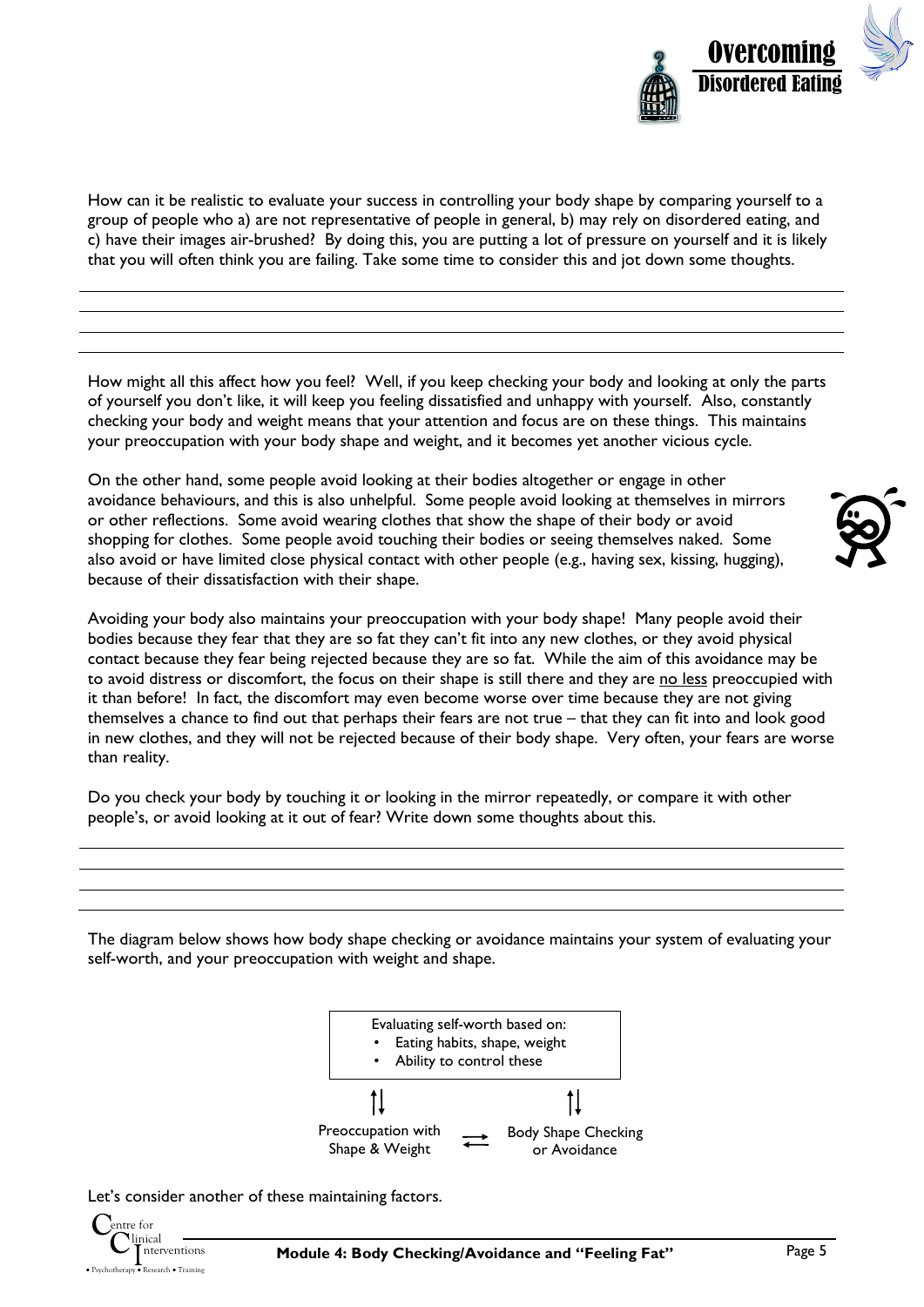How can it be realistic to evaluate your success in controlling your body shape by comparing yourself to a group of people who a) are not representative of people in general, b) may rely on disordered eating, and c) have their images air-brushed? By doing this, you are putting a lot of pressure on yourself and it is likely that you will often think you are failing. Take some time to consider this and jot down some thoughts.

How might all this affect how you feel? Well, if you keep checking your body and looking at only the parts of yourself you don't like, it will keep you feeling dissatisfied and unhappy with yourself. Also, constantly checking your body and weight means that your attention and focus are on these things. This maintains your preoccupation with your body shape and weight, and it becomes yet another vicious cycle.

On the other hand, some people avoid looking at their bodies altogether or engage in other avoidance behaviours, and this is also unhelpful. Some people avoid looking at themselves in mirrors or other reflections. Some avoid wearing clothes that show the shape of their body or avoid shopping for clothes. Some people avoid touching their bodies or seeing themselves naked. Some also avoid or have limited close physical contact with other people (e.g., having sex, kissing, hugging), because of their dissatisfaction with their shape.

Avoiding your body also maintains your preoccupation with your body shape! Many people avoid their bodies because they fear that they are so fat they can't fit into any new clothes, or they avoid physical contact because they fear being rejected because they are so fat. While the aim of this avoidance may be to avoid distress or discomfort, the focus on their shape is still there and they are no less preoccupied with it than before! In fact, the discomfort may even become worse over time because they are not giving themselves a chance to find out that perhaps their fears are not true – that they can fit into and look good in new clothes, and they will not be rejected because of their body shape. Very often, your fears are worse than reality.

Do you check your body by touching it or looking in the mirror repeatedly, or compare it with other people's, or avoid looking at it out of fear? Write down some thoughts about this.

The diagram below shows how body shape checking or avoidance maintains your system of evaluating your self-worth, and your preoccupation with weight and shape.

Evaluating self-worth based on:
- Eating habits, shape, weight
- Ability to control these

⇅ Preoccupation with Shape & Weight ⇄ Body Shape Checking or Avoidance ⇅

Let's consider another of these maintaining factors.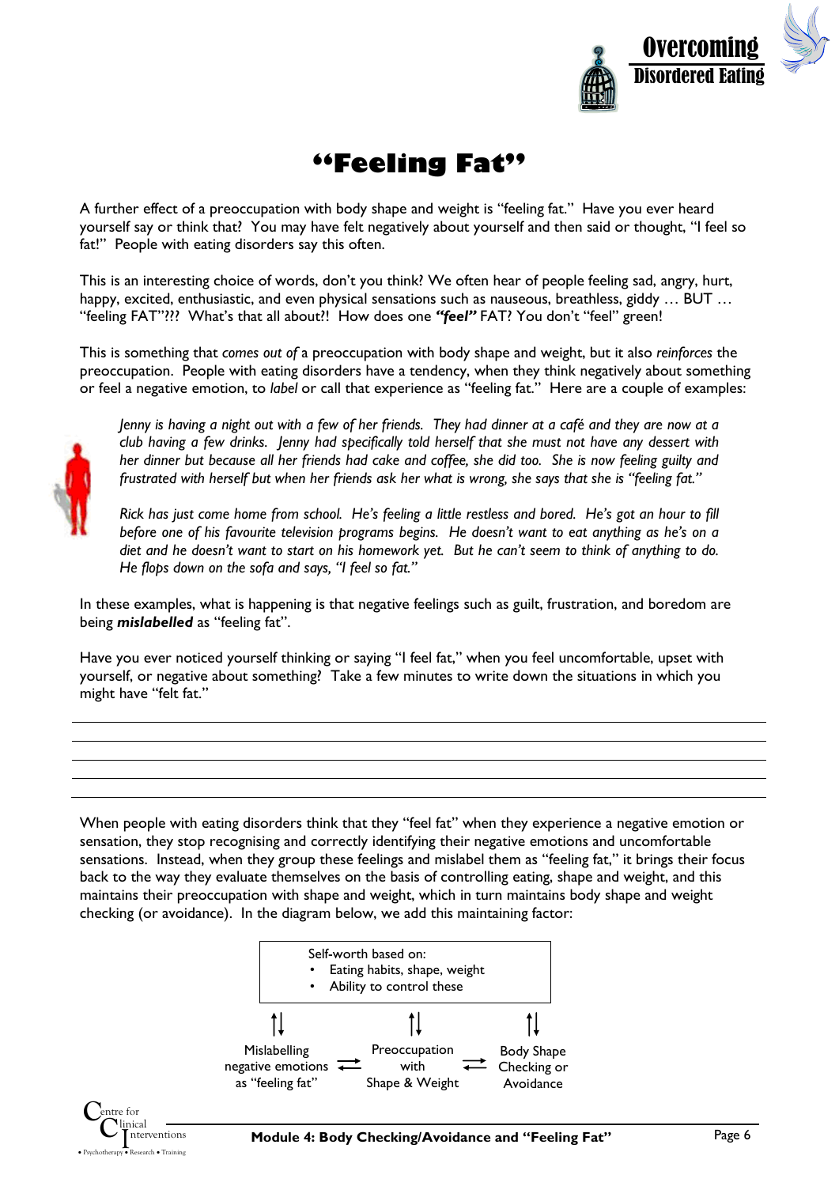# "Feeling Fat"

A further effect of a preoccupation with body shape and weight is "feeling fat." Have you ever heard yourself say or think that? You may have felt negatively about yourself and then said or thought, "I feel so fat!" People with eating disorders say this often.

This is an interesting choice of words, don't you think? We often hear of people feeling sad, angry, hurt, happy, excited, enthusiastic, and even physical sensations such as nauseous, breathless, giddy … BUT … "feeling FAT"??? What's that all about?! How does one ***"feel"*** FAT? You don't "feel" green!

This is something that *comes out of* a preoccupation with body shape and weight, but it also *reinforces* the preoccupation. People with eating disorders have a tendency, when they think negatively about something or feel a negative emotion, to *label* or call that experience as "feeling fat." Here are a couple of examples:

> *Jenny is having a night out with a few of her friends. They had dinner at a café and they are now at a club having a few drinks. Jenny had specifically told herself that she must not have any dessert with her dinner but because all her friends had cake and coffee, she did too. She is now feeling guilty and frustrated with herself but when her friends ask her what is wrong, she says that she is "feeling fat."*
>
> *Rick has just come home from school. He's feeling a little restless and bored. He's got an hour to fill before one of his favourite television programs begins. He doesn't want to eat anything as he's on a diet and he doesn't want to start on his homework yet. But he can't seem to think of anything to do. He flops down on the sofa and says, "I feel so fat."*

In these examples, what is happening is that negative feelings such as guilt, frustration, and boredom are being ***mislabelled*** as "feeling fat".

Have you ever noticed yourself thinking or saying "I feel fat," when you feel uncomfortable, upset with yourself, or negative about something? Take a few minutes to write down the situations in which you might have "felt fat."

\_\_\_\_\_\_\_\_\_\_\_\_\_\_\_\_\_\_\_\_\_\_\_\_\_\_\_\_\_\_\_\_\_\_\_\_\_\_\_\_\_\_\_\_\_\_\_\_\_\_\_\_\_\_\_\_\_\_\_\_\_\_\_\_\_\_\_\_\_\_\_\_

\_\_\_\_\_\_\_\_\_\_\_\_\_\_\_\_\_\_\_\_\_\_\_\_\_\_\_\_\_\_\_\_\_\_\_\_\_\_\_\_\_\_\_\_\_\_\_\_\_\_\_\_\_\_\_\_\_\_\_\_\_\_\_\_\_\_\_\_\_\_\_\_

\_\_\_\_\_\_\_\_\_\_\_\_\_\_\_\_\_\_\_\_\_\_\_\_\_\_\_\_\_\_\_\_\_\_\_\_\_\_\_\_\_\_\_\_\_\_\_\_\_\_\_\_\_\_\_\_\_\_\_\_\_\_\_\_\_\_\_\_\_\_\_\_

\_\_\_\_\_\_\_\_\_\_\_\_\_\_\_\_\_\_\_\_\_\_\_\_\_\_\_\_\_\_\_\_\_\_\_\_\_\_\_\_\_\_\_\_\_\_\_\_\_\_\_\_\_\_\_\_\_\_\_\_\_\_\_\_\_\_\_\_\_\_\_\_

When people with eating disorders think that they "feel fat" when they experience a negative emotion or sensation, they stop recognising and correctly identifying their negative emotions and uncomfortable sensations. Instead, when they group these feelings and mislabel them as "feeling fat," it brings their focus back to the way they evaluate themselves on the basis of controlling eating, shape and weight, and this maintains their preoccupation with shape and weight, which in turn maintains body shape and weight checking (or avoidance). In the diagram below, we add this maintaining factor:

Self-worth based on:
- Eating habits, shape, weight
- Ability to control these

⇅ ⇅ ⇅

Mislabelling negative emotions as "feeling fat" ⇄ Preoccupation with Shape & Weight ⇄ Body Shape Checking or Avoidance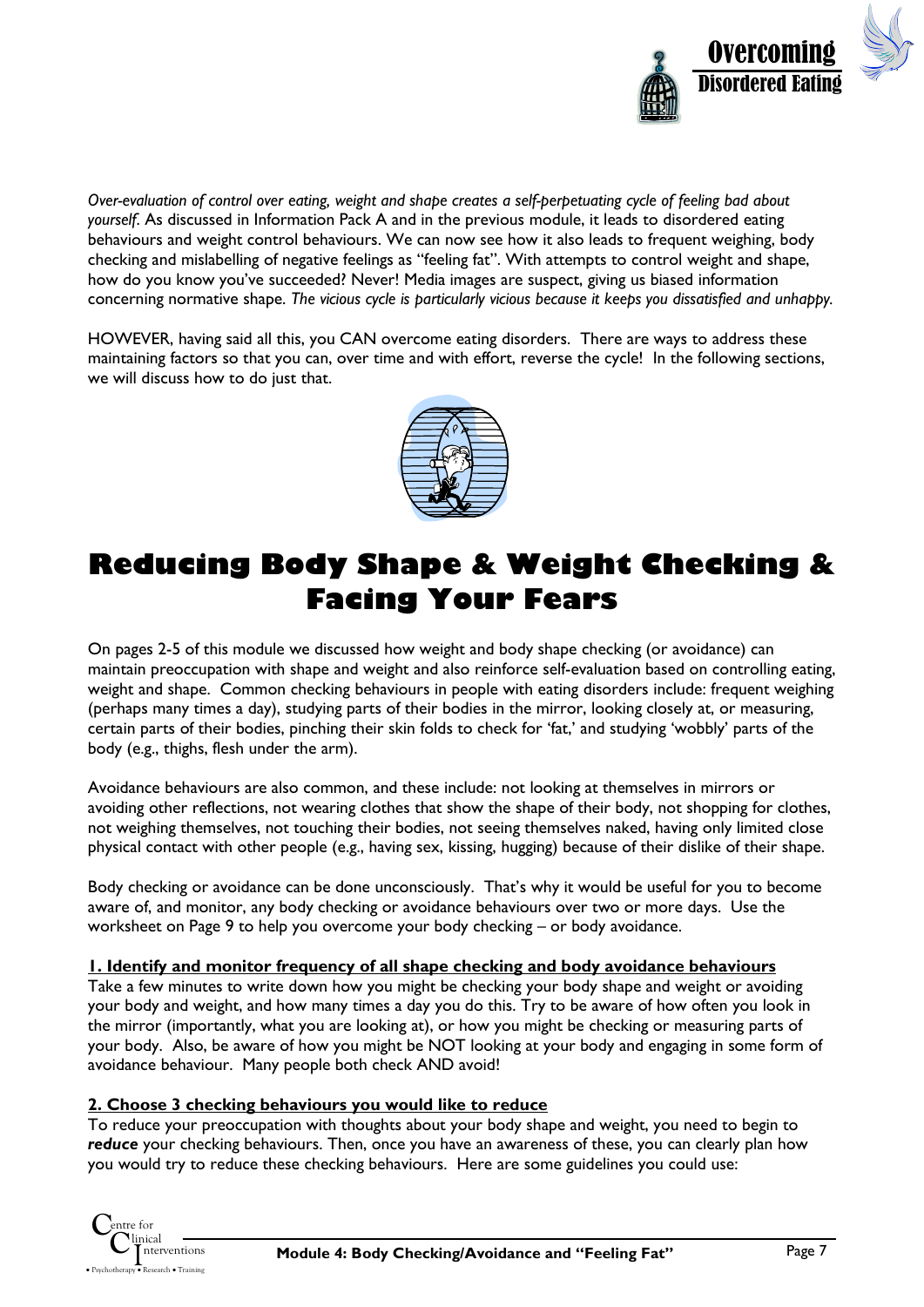*Over-evaluation of control over eating, weight and shape creates a self-perpetuating cycle of feeling bad about yourself*. As discussed in Information Pack A and in the previous module, it leads to disordered eating behaviours and weight control behaviours. We can now see how it also leads to frequent weighing, body checking and mislabelling of negative feelings as "feeling fat". With attempts to control weight and shape, how do you know you've succeeded? Never! Media images are suspect, giving us biased information concerning normative shape. *The vicious cycle is particularly vicious because it keeps you dissatisfied and unhappy.*

HOWEVER, having said all this, you CAN overcome eating disorders. There are ways to address these maintaining factors so that you can, over time and with effort, reverse the cycle! In the following sections, we will discuss how to do just that.

# Reducing Body Shape & Weight Checking & Facing Your Fears

On pages 2-5 of this module we discussed how weight and body shape checking (or avoidance) can maintain preoccupation with shape and weight and also reinforce self-evaluation based on controlling eating, weight and shape. Common checking behaviours in people with eating disorders include: frequent weighing (perhaps many times a day), studying parts of their bodies in the mirror, looking closely at, or measuring, certain parts of their bodies, pinching their skin folds to check for 'fat,' and studying 'wobbly' parts of the body (e.g., thighs, flesh under the arm).

Avoidance behaviours are also common, and these include: not looking at themselves in mirrors or avoiding other reflections, not wearing clothes that show the shape of their body, not shopping for clothes, not weighing themselves, not touching their bodies, not seeing themselves naked, having only limited close physical contact with other people (e.g., having sex, kissing, hugging) because of their dislike of their shape.

Body checking or avoidance can be done unconsciously. That's why it would be useful for you to become aware of, and monitor, any body checking or avoidance behaviours over two or more days. Use the worksheet on Page 9 to help you overcome your body checking – or body avoidance.

**1. Identify and monitor frequency of all shape checking and body avoidance behaviours**

Take a few minutes to write down how you might be checking your body shape and weight or avoiding your body and weight, and how many times a day you do this. Try to be aware of how often you look in the mirror (importantly, what you are looking at), or how you might be checking or measuring parts of your body. Also, be aware of how you might be NOT looking at your body and engaging in some form of avoidance behaviour. Many people both check AND avoid!

**2. Choose 3 checking behaviours you would like to reduce**

To reduce your preoccupation with thoughts about your body shape and weight, you need to begin to ***reduce*** your checking behaviours. Then, once you have an awareness of these, you can clearly plan how you would try to reduce these checking behaviours. Here are some guidelines you could use: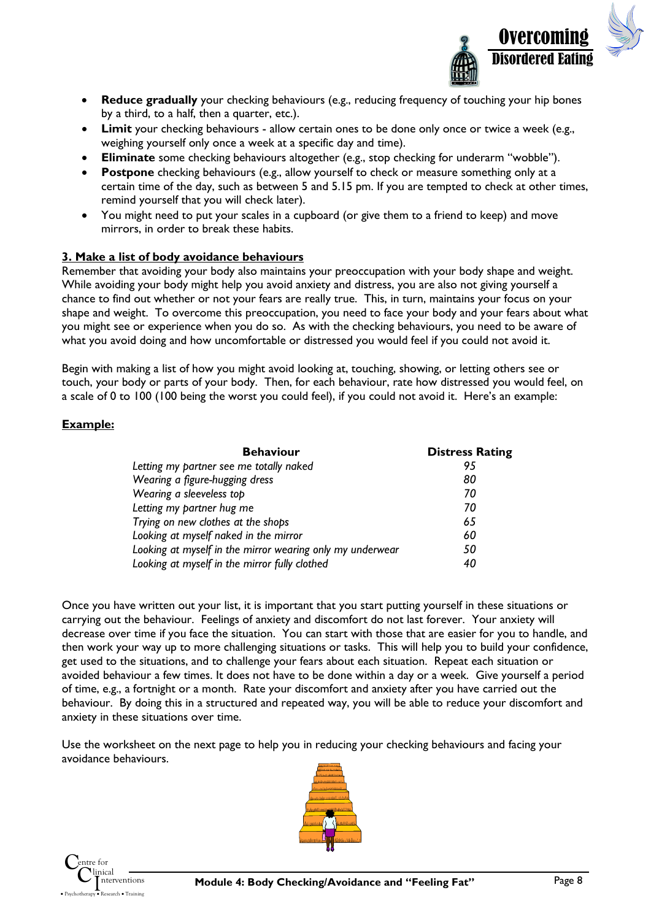- **Reduce gradually** your checking behaviours (e.g., reducing frequency of touching your hip bones by a third, to a half, then a quarter, etc.).
- **Limit** your checking behaviours - allow certain ones to be done only once or twice a week (e.g., weighing yourself only once a week at a specific day and time).
- **Eliminate** some checking behaviours altogether (e.g., stop checking for underarm "wobble").
- **Postpone** checking behaviours (e.g., allow yourself to check or measure something only at a certain time of the day, such as between 5 and 5.15 pm. If you are tempted to check at other times, remind yourself that you will check later).
- You might need to put your scales in a cupboard (or give them to a friend to keep) and move mirrors, in order to break these habits.

### 3. Make a list of body avoidance behaviours

Remember that avoiding your body also maintains your preoccupation with your body shape and weight. While avoiding your body might help you avoid anxiety and distress, you are also not giving yourself a chance to find out whether or not your fears are really true. This, in turn, maintains your focus on your shape and weight. To overcome this preoccupation, you need to face your body and your fears about what you might see or experience when you do so. As with the checking behaviours, you need to be aware of what you avoid doing and how uncomfortable or distressed you would feel if you could not avoid it.

Begin with making a list of how you might avoid looking at, touching, showing, or letting others see or touch, your body or parts of your body. Then, for each behaviour, rate how distressed you would feel, on a scale of 0 to 100 (100 being the worst you could feel), if you could not avoid it. Here's an example:

**Example:**

| Behaviour | Distress Rating |
|---|---|
| *Letting my partner see me totally naked* | *95* |
| *Wearing a figure-hugging dress* | *80* |
| *Wearing a sleeveless top* | *70* |
| *Letting my partner hug me* | *70* |
| *Trying on new clothes at the shops* | *65* |
| *Looking at myself naked in the mirror* | *60* |
| *Looking at myself in the mirror wearing only my underwear* | *50* |
| *Looking at myself in the mirror fully clothed* | *40* |

Once you have written out your list, it is important that you start putting yourself in these situations or carrying out the behaviour. Feelings of anxiety and discomfort do not last forever. Your anxiety will decrease over time if you face the situation. You can start with those that are easier for you to handle, and then work your way up to more challenging situations or tasks. This will help you to build your confidence, get used to the situations, and to challenge your fears about each situation. Repeat each situation or avoided behaviour a few times. It does not have to be done within a day or a week. Give yourself a period of time, e.g., a fortnight or a month. Rate your discomfort and anxiety after you have carried out the behaviour. By doing this in a structured and repeated way, you will be able to reduce your discomfort and anxiety in these situations over time.

Use the worksheet on the next page to help you in reducing your checking behaviours and facing your avoidance behaviours.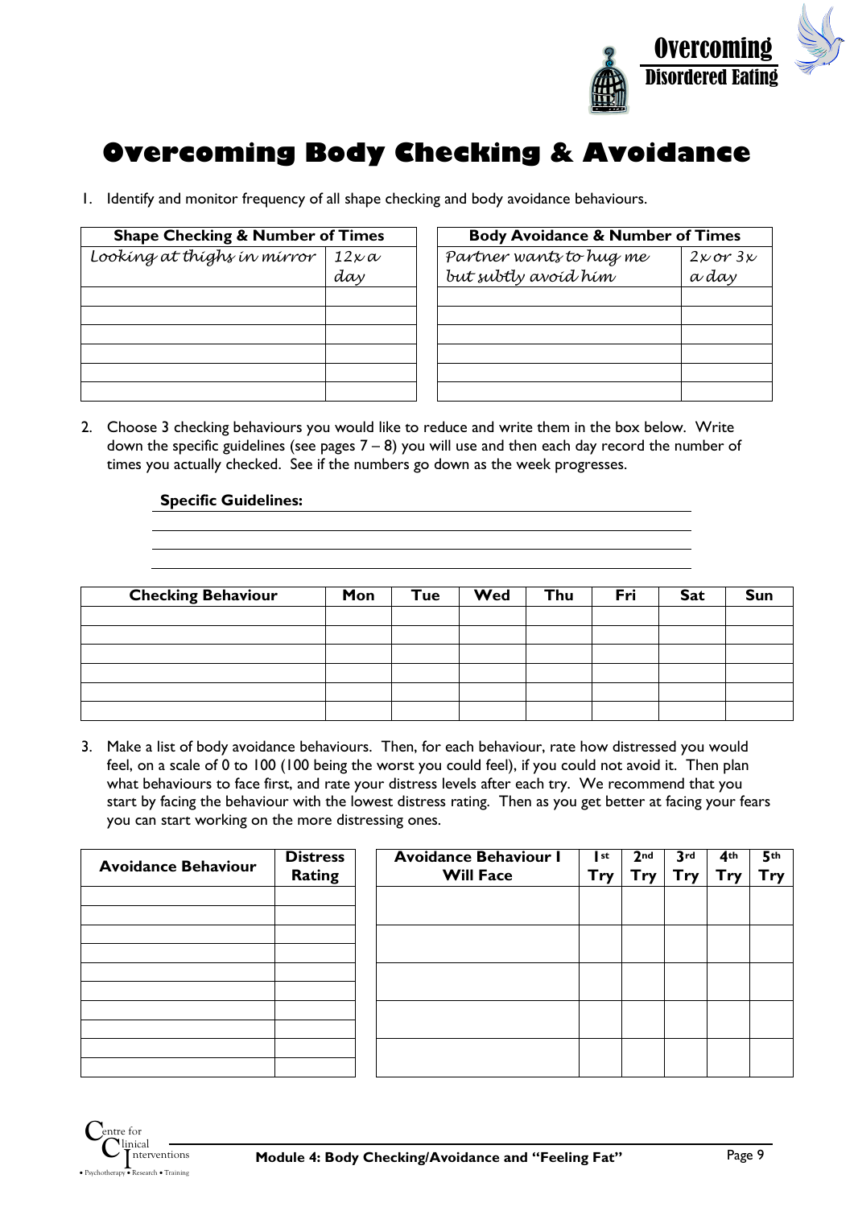# Overcoming Body Checking & Avoidance

1. Identify and monitor frequency of all shape checking and body avoidance behaviours.

| Shape Checking & Number of Times | |
|---|---|
| *Looking at thighs in mirror* | *12x a day* |
| | |
| | |
| | |
| | |
| | |
| | |

| Body Avoidance & Number of Times | |
|---|---|
| *Partner wants to hug me but subtly avoid him* | *2x or 3x a day* |
| | |
| | |
| | |
| | |
| | |
| | |

2. Choose 3 checking behaviours you would like to reduce and write them in the box below. Write down the specific guidelines (see pages 7 – 8) you will use and then each day record the number of times you actually checked. See if the numbers go down as the week progresses.

**Specific Guidelines:**

| Checking Behaviour | Mon | Tue | Wed | Thu | Fri | Sat | Sun |
|---|---|---|---|---|---|---|---|
| | | | | | | | |
| | | | | | | | |
| | | | | | | | |
| | | | | | | | |
| | | | | | | | |
| | | | | | | | |

3. Make a list of body avoidance behaviours. Then, for each behaviour, rate how distressed you would feel, on a scale of 0 to 100 (100 being the worst you could feel), if you could not avoid it. Then plan what behaviours to face first, and rate your distress levels after each try. We recommend that you start by facing the behaviour with the lowest distress rating. Then as you get better at facing your fears you can start working on the more distressing ones.

| Avoidance Behaviour | Distress Rating |
|---|---|
| | |
| | |
| | |
| | |
| | |
| | |
| | |
| | |
| | |
| | |

| Avoidance Behaviour I Will Face | 1st Try | 2nd Try | 3rd Try | 4th Try | 5th Try |
|---|---|---|---|---|---|
| | | | | | |
| | | | | | |
| | | | | | |
| | | | | | |
| | | | | | |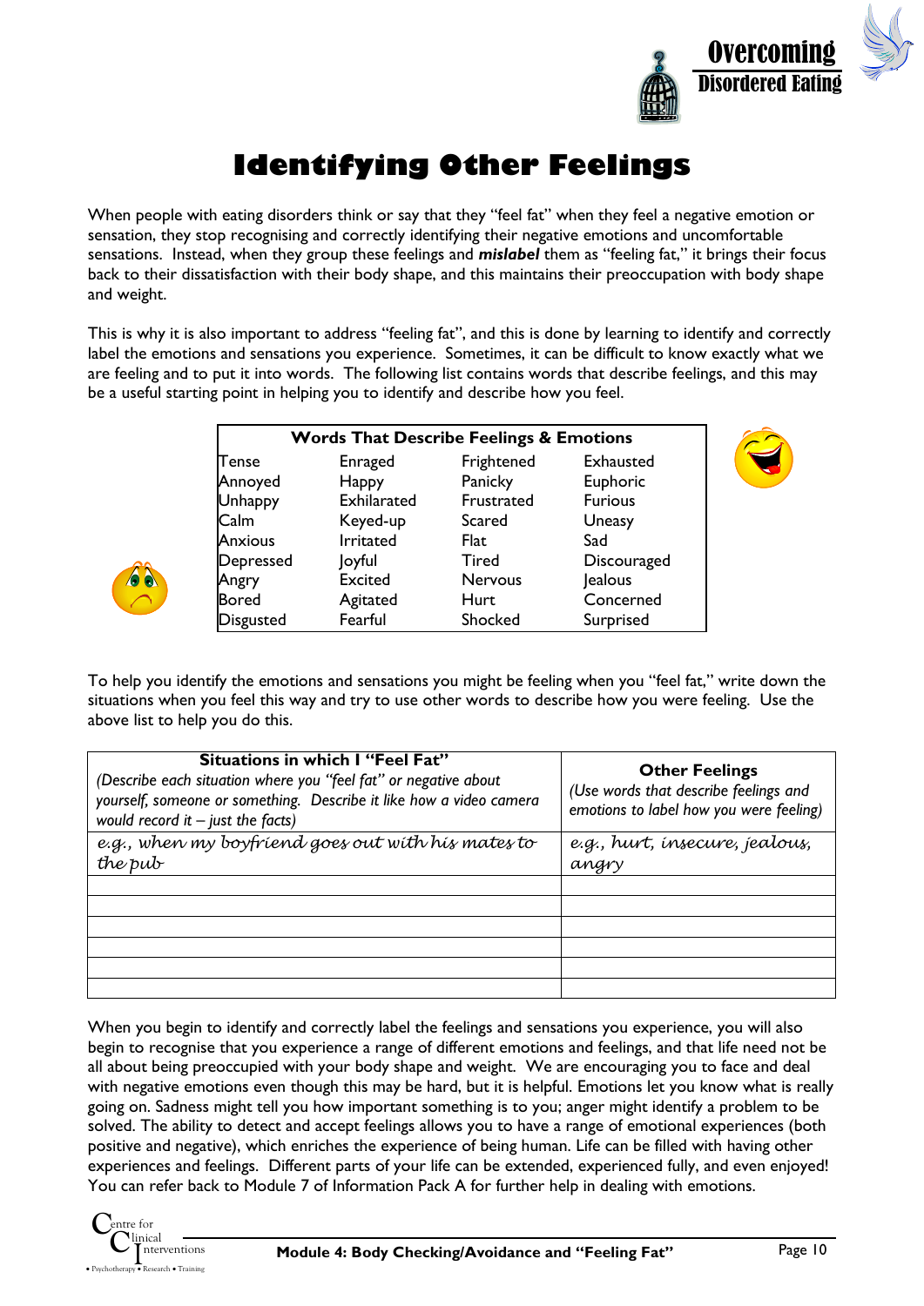# Identifying Other Feelings

When people with eating disorders think or say that they "feel fat" when they feel a negative emotion or sensation, they stop recognising and correctly identifying their negative emotions and uncomfortable sensations. Instead, when they group these feelings and ***mislabel*** them as "feeling fat," it brings their focus back to their dissatisfaction with their body shape, and this maintains their preoccupation with body shape and weight.

This is why it is also important to address "feeling fat", and this is done by learning to identify and correctly label the emotions and sensations you experience. Sometimes, it can be difficult to know exactly what we are feeling and to put it into words. The following list contains words that describe feelings, and this may be a useful starting point in helping you to identify and describe how you feel.

| **Words That Describe Feelings & Emotions** | | | |
|---|---|---|---|
| Tense | Enraged | Frightened | Exhausted |
| Annoyed | Happy | Panicky | Euphoric |
| Unhappy | Exhilarated | Frustrated | Furious |
| Calm | Keyed-up | Scared | Uneasy |
| Anxious | Irritated | Flat | Sad |
| Depressed | Joyful | Tired | Discouraged |
| Angry | Excited | Nervous | Jealous |
| Bored | Agitated | Hurt | Concerned |
| Disgusted | Fearful | Shocked | Surprised |

To help you identify the emotions and sensations you might be feeling when you "feel fat," write down the situations when you feel this way and try to use other words to describe how you were feeling. Use the above list to help you do this.

| **Situations in which I "Feel Fat"** *(Describe each situation where you "feel fat" or negative about yourself, someone or something. Describe it like how a video camera would record it – just the facts)* | **Other Feelings** *(Use words that describe feelings and emotions to label how you were feeling)* |
|---|---|
| *e.g., when my boyfriend goes out with his mates to the pub* | *e.g., hurt, insecure, jealous, angry* |
| | |
| | |
| | |
| | |
| | |
| | |

When you begin to identify and correctly label the feelings and sensations you experience, you will also begin to recognise that you experience a range of different emotions and feelings, and that life need not be all about being preoccupied with your body shape and weight. We are encouraging you to face and deal with negative emotions even though this may be hard, but it is helpful. Emotions let you know what is really going on. Sadness might tell you how important something is to you; anger might identify a problem to be solved. The ability to detect and accept feelings allows you to have a range of emotional experiences (both positive and negative), which enriches the experience of being human. Life can be filled with having other experiences and feelings. Different parts of your life can be extended, experienced fully, and even enjoyed! You can refer back to Module 7 of Information Pack A for further help in dealing with emotions.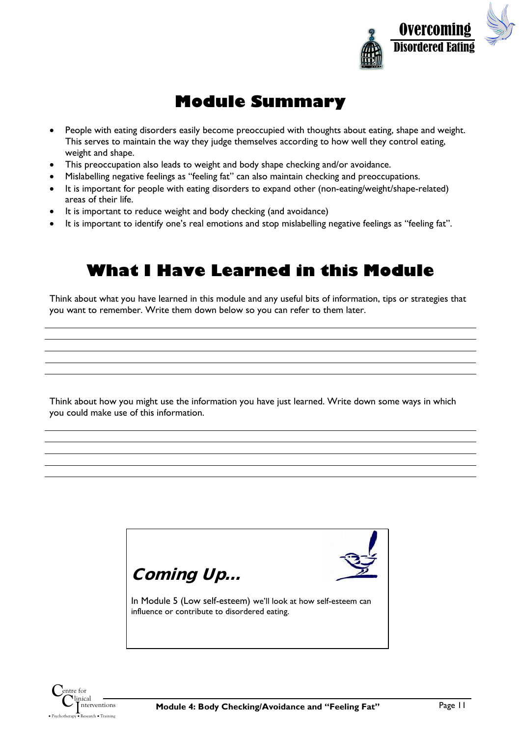# Module Summary

- People with eating disorders easily become preoccupied with thoughts about eating, shape and weight. This serves to maintain the way they judge themselves according to how well they control eating, weight and shape.
- This preoccupation also leads to weight and body shape checking and/or avoidance.
- Mislabelling negative feelings as "feeling fat" can also maintain checking and preoccupations.
- It is important for people with eating disorders to expand other (non-eating/weight/shape-related) areas of their life.
- It is important to reduce weight and body checking (and avoidance)
- It is important to identify one's real emotions and stop mislabelling negative feelings as "feeling fat".

# What I Have Learned in this Module

Think about what you have learned in this module and any useful bits of information, tips or strategies that you want to remember. Write them down below so you can refer to them later.

_______________________________________________

_______________________________________________

_______________________________________________

_______________________________________________

_______________________________________________

Think about how you might use the information you have just learned. Write down some ways in which you could make use of this information.

_______________________________________________

_______________________________________________

_______________________________________________

_______________________________________________

_______________________________________________

## *Coming Up…*

In Module 5 (Low self-esteem) we'll look at how self-esteem can influence or contribute to disordered eating.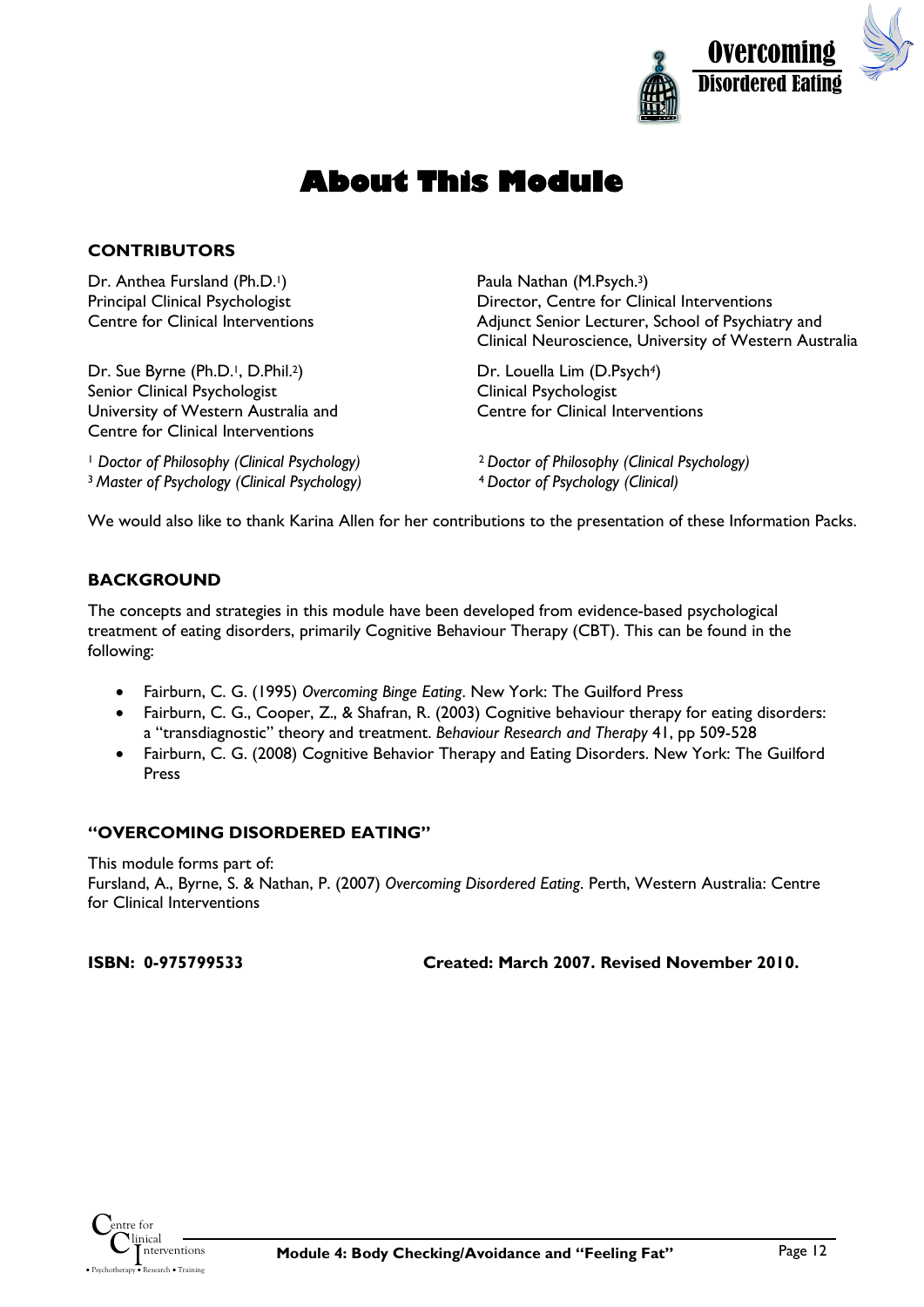# About This Module

## CONTRIBUTORS

Dr. Anthea Fursland (Ph.D.[1])
Principal Clinical Psychologist
Centre for Clinical Interventions

Dr. Sue Byrne (Ph.D.[1], D.Phil.[2])
Senior Clinical Psychologist
University of Western Australia and
Centre for Clinical Interventions

Paula Nathan (M.Psych.[3])
Director, Centre for Clinical Interventions
Adjunct Senior Lecturer, School of Psychiatry and Clinical Neuroscience, University of Western Australia

Dr. Louella Lim (D.Psych[4])
Clinical Psychologist
Centre for Clinical Interventions

[1] *Doctor of Philosophy (Clinical Psychology)*
[2] *Doctor of Philosophy (Clinical Psychology)*
[3] *Master of Psychology (Clinical Psychology)*
[4] *Doctor of Psychology (Clinical)*

We would also like to thank Karina Allen for her contributions to the presentation of these Information Packs.

## BACKGROUND

The concepts and strategies in this module have been developed from evidence-based psychological treatment of eating disorders, primarily Cognitive Behaviour Therapy (CBT). This can be found in the following:

- Fairburn, C. G. (1995) *Overcoming Binge Eating*. New York: The Guilford Press
- Fairburn, C. G., Cooper, Z., & Shafran, R. (2003) Cognitive behaviour therapy for eating disorders: a "transdiagnostic" theory and treatment. *Behaviour Research and Therapy* 41, pp 509-528
- Fairburn, C. G. (2008) Cognitive Behavior Therapy and Eating Disorders. New York: The Guilford Press

## "OVERCOMING DISORDERED EATING"

This module forms part of:
Fursland, A., Byrne, S. & Nathan, P. (2007) *Overcoming Disordered Eating*. Perth, Western Australia: Centre for Clinical Interventions

**ISBN: 0-975799533**

**Created: March 2007. Revised November 2010.**